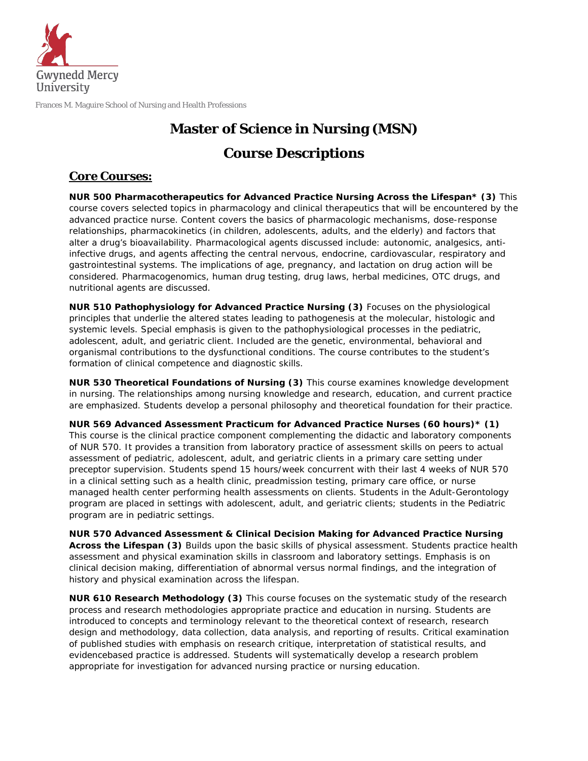Gwynedd Mercy University

Frances M. Maguire School of Nursing and Health Professions

# Master of Science in Nursing (MSN)

# Course Descriptions

## Core Courses:

**NUR 500 Pharmacotherapeutics for Advanced Practice Nursing Across the Lifespan* (3)** This course covers selected topics in pharmacology and clinical therapeutics that will be encountered by the advanced practice nurse. Content covers the basics of pharmacologic mechanisms, dose-response relationships, pharmacokinetics (in children, adolescents, adults, and the elderly) and factors that alter a drug's bioavailability. Pharmacological agents discussed include: autonomic, analgesics, anti-infective drugs, and agents affecting the central nervous, endocrine, cardiovascular, respiratory and gastrointestinal systems. The implications of age, pregnancy, and lactation on drug action will be considered. Pharmacogenomics, human drug testing, drug laws, herbal medicines, OTC drugs, and nutritional agents are discussed.

**NUR 510 Pathophysiology for Advanced Practice Nursing (3)** Focuses on the physiological principles that underlie the altered states leading to pathogenesis at the molecular, histologic and systemic levels. Special emphasis is given to the pathophysiological processes in the pediatric, adolescent, adult, and geriatric client. Included are the genetic, environmental, behavioral and organismal contributions to the dysfunctional conditions. The course contributes to the student's formation of clinical competence and diagnostic skills.

**NUR 530 Theoretical Foundations of Nursing (3)** This course examines knowledge development in nursing. The relationships among nursing knowledge and research, education, and current practice are emphasized. Students develop a personal philosophy and theoretical foundation for their practice.

**NUR 569 Advanced Assessment Practicum for Advanced Practice Nurses (60 hours)* (1)** This course is the clinical practice component complementing the didactic and laboratory components of NUR 570. It provides a transition from laboratory practice of assessment skills on peers to actual assessment of pediatric, adolescent, adult, and geriatric clients in a primary care setting under preceptor supervision. Students spend 15 hours/week concurrent with their last 4 weeks of NUR 570 in a clinical setting such as a health clinic, preadmission testing, primary care office, or nurse managed health center performing health assessments on clients. Students in the Adult-Gerontology program are placed in settings with adolescent, adult, and geriatric clients; students in the Pediatric program are in pediatric settings.

**NUR 570 Advanced Assessment & Clinical Decision Making for Advanced Practice Nursing Across the Lifespan (3)** Builds upon the basic skills of physical assessment. Students practice health assessment and physical examination skills in classroom and laboratory settings. Emphasis is on clinical decision making, differentiation of abnormal versus normal findings, and the integration of history and physical examination across the lifespan.

**NUR 610 Research Methodology (3)** This course focuses on the systematic study of the research process and research methodologies appropriate practice and education in nursing. Students are introduced to concepts and terminology relevant to the theoretical context of research, research design and methodology, data collection, data analysis, and reporting of results. Critical examination of published studies with emphasis on research critique, interpretation of statistical results, and evidencebased practice is addressed. Students will systematically develop a research problem appropriate for investigation for advanced nursing practice or nursing education.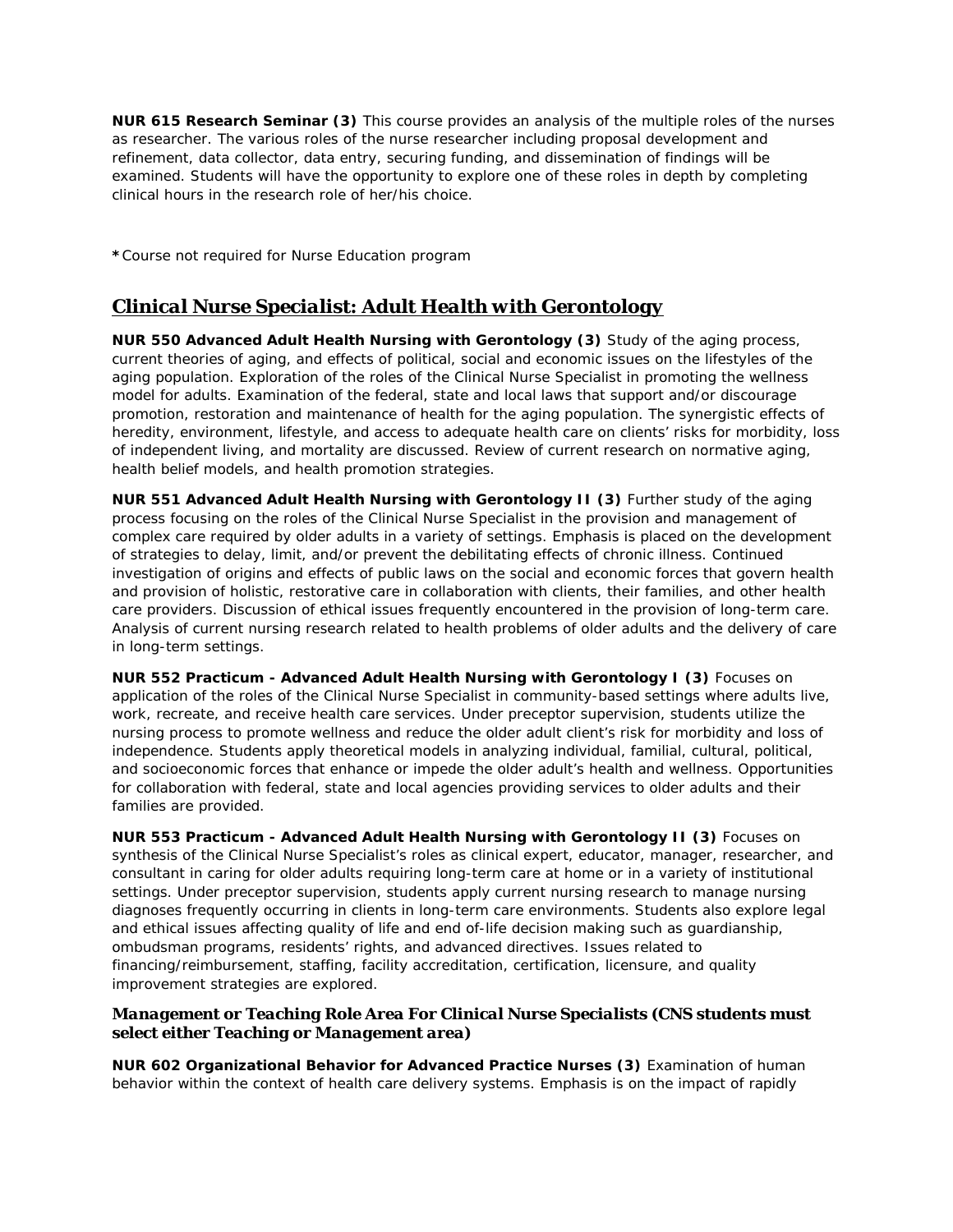**NUR 615 Research Seminar (3)** This course provides an analysis of the multiple roles of the nurses as researcher. The various roles of the nurse researcher including proposal development and refinement, data collector, data entry, securing funding, and dissemination of findings will be examined. Students will have the opportunity to explore one of these roles in depth by completing clinical hours in the research role of her/his choice.

**\*** Course not required for Nurse Education program

## Clinical Nurse Specialist: Adult Health with Gerontology

**NUR 550 Advanced Adult Health Nursing with Gerontology (3)** Study of the aging process, current theories of aging, and effects of political, social and economic issues on the lifestyles of the aging population. Exploration of the roles of the Clinical Nurse Specialist in promoting the wellness model for adults. Examination of the federal, state and local laws that support and/or discourage promotion, restoration and maintenance of health for the aging population. The synergistic effects of heredity, environment, lifestyle, and access to adequate health care on clients' risks for morbidity, loss of independent living, and mortality are discussed. Review of current research on normative aging, health belief models, and health promotion strategies.

**NUR 551 Advanced Adult Health Nursing with Gerontology II (3)** Further study of the aging process focusing on the roles of the Clinical Nurse Specialist in the provision and management of complex care required by older adults in a variety of settings. Emphasis is placed on the development of strategies to delay, limit, and/or prevent the debilitating effects of chronic illness. Continued investigation of origins and effects of public laws on the social and economic forces that govern health and provision of holistic, restorative care in collaboration with clients, their families, and other health care providers. Discussion of ethical issues frequently encountered in the provision of long-term care. Analysis of current nursing research related to health problems of older adults and the delivery of care in long-term settings.

**NUR 552 Practicum - Advanced Adult Health Nursing with Gerontology I (3)** Focuses on application of the roles of the Clinical Nurse Specialist in community-based settings where adults live, work, recreate, and receive health care services. Under preceptor supervision, students utilize the nursing process to promote wellness and reduce the older adult client's risk for morbidity and loss of independence. Students apply theoretical models in analyzing individual, familial, cultural, political, and socioeconomic forces that enhance or impede the older adult's health and wellness. Opportunities for collaboration with federal, state and local agencies providing services to older adults and their families are provided.

**NUR 553 Practicum - Advanced Adult Health Nursing with Gerontology II (3)** Focuses on synthesis of the Clinical Nurse Specialist's roles as clinical expert, educator, manager, researcher, and consultant in caring for older adults requiring long-term care at home or in a variety of institutional settings. Under preceptor supervision, students apply current nursing research to manage nursing diagnoses frequently occurring in clients in long-term care environments. Students also explore legal and ethical issues affecting quality of life and end of-life decision making such as guardianship, ombudsman programs, residents' rights, and advanced directives. Issues related to financing/reimbursement, staffing, facility accreditation, certification, licensure, and quality improvement strategies are explored.

### *Management or Teaching Role Area For Clinical Nurse Specialists (CNS students must select either Teaching or Management area)*

**NUR 602 Organizational Behavior for Advanced Practice Nurses (3)** Examination of human behavior within the context of health care delivery systems. Emphasis is on the impact of rapidly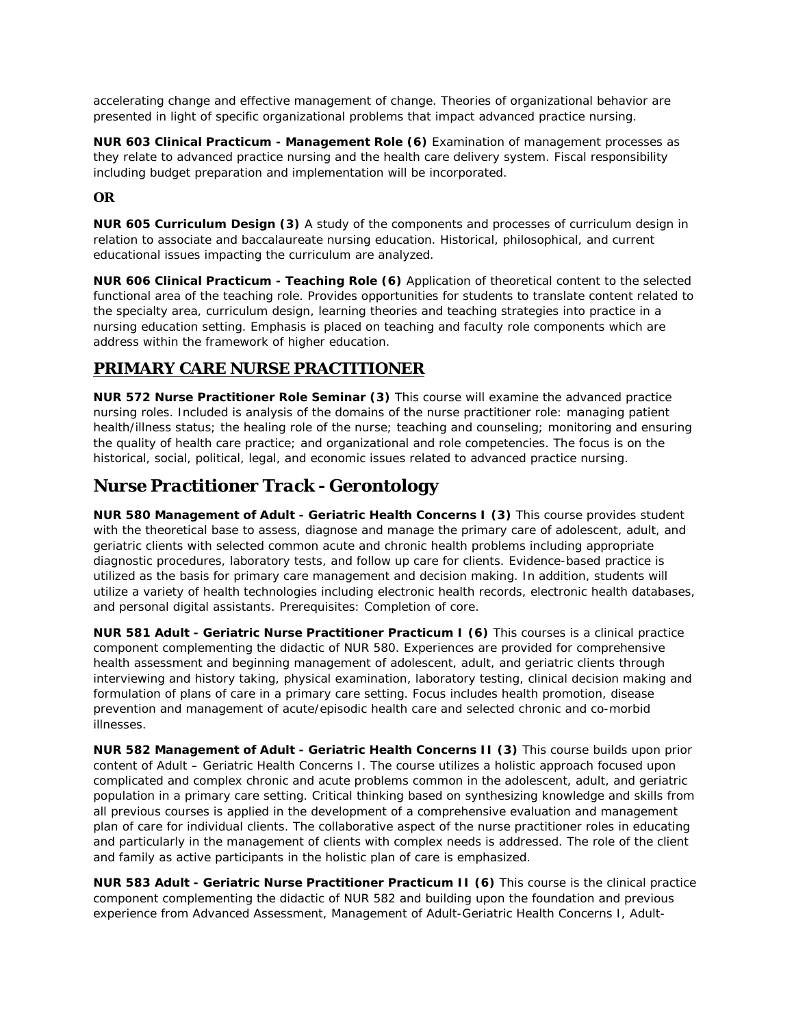accelerating change and effective management of change. Theories of organizational behavior are presented in light of specific organizational problems that impact advanced practice nursing.

**NUR 603 Clinical Practicum - Management Role (6)** Examination of management processes as they relate to advanced practice nursing and the health care delivery system. Fiscal responsibility including budget preparation and implementation will be incorporated.

**OR**

**NUR 605 Curriculum Design (3)** A study of the components and processes of curriculum design in relation to associate and baccalaureate nursing education. Historical, philosophical, and current educational issues impacting the curriculum are analyzed.

**NUR 606 Clinical Practicum - Teaching Role (6)** Application of theoretical content to the selected functional area of the teaching role. Provides opportunities for students to translate content related to the specialty area, curriculum design, learning theories and teaching strategies into practice in a nursing education setting. Emphasis is placed on teaching and faculty role components which are address within the framework of higher education.

## PRIMARY CARE NURSE PRACTITIONER

**NUR 572 Nurse Practitioner Role Seminar (3)** This course will examine the advanced practice nursing roles. Included is analysis of the domains of the nurse practitioner role: managing patient health/illness status; the healing role of the nurse; teaching and counseling; monitoring and ensuring the quality of health care practice; and organizational and role competencies. The focus is on the historical, social, political, legal, and economic issues related to advanced practice nursing.

## *Nurse Practitioner Track - Gerontology*

**NUR 580 Management of Adult - Geriatric Health Concerns I (3)** This course provides student with the theoretical base to assess, diagnose and manage the primary care of adolescent, adult, and geriatric clients with selected common acute and chronic health problems including appropriate diagnostic procedures, laboratory tests, and follow up care for clients. Evidence-based practice is utilized as the basis for primary care management and decision making. In addition, students will utilize a variety of health technologies including electronic health records, electronic health databases, and personal digital assistants. Prerequisites: Completion of core.

**NUR 581 Adult - Geriatric Nurse Practitioner Practicum I (6)** This courses is a clinical practice component complementing the didactic of NUR 580. Experiences are provided for comprehensive health assessment and beginning management of adolescent, adult, and geriatric clients through interviewing and history taking, physical examination, laboratory testing, clinical decision making and formulation of plans of care in a primary care setting. Focus includes health promotion, disease prevention and management of acute/episodic health care and selected chronic and co-morbid illnesses.

**NUR 582 Management of Adult - Geriatric Health Concerns II (3)** This course builds upon prior content of Adult – Geriatric Health Concerns I. The course utilizes a holistic approach focused upon complicated and complex chronic and acute problems common in the adolescent, adult, and geriatric population in a primary care setting. Critical thinking based on synthesizing knowledge and skills from all previous courses is applied in the development of a comprehensive evaluation and management plan of care for individual clients. The collaborative aspect of the nurse practitioner roles in educating and particularly in the management of clients with complex needs is addressed. The role of the client and family as active participants in the holistic plan of care is emphasized.

**NUR 583 Adult - Geriatric Nurse Practitioner Practicum II (6)** This course is the clinical practice component complementing the didactic of NUR 582 and building upon the foundation and previous experience from Advanced Assessment, Management of Adult-Geriatric Health Concerns I, Adult-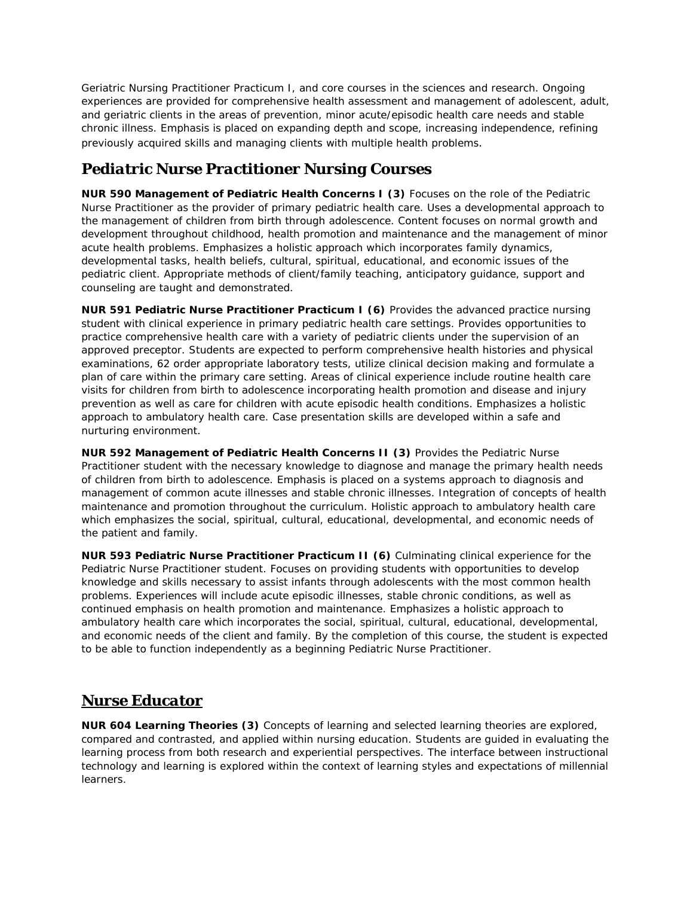Geriatric Nursing Practitioner Practicum I, and core courses in the sciences and research. Ongoing experiences are provided for comprehensive health assessment and management of adolescent, adult, and geriatric clients in the areas of prevention, minor acute/episodic health care needs and stable chronic illness. Emphasis is placed on expanding depth and scope, increasing independence, refining previously acquired skills and managing clients with multiple health problems.

## Pediatric Nurse Practitioner Nursing Courses

**NUR 590 Management of Pediatric Health Concerns I (3)** Focuses on the role of the Pediatric Nurse Practitioner as the provider of primary pediatric health care. Uses a developmental approach to the management of children from birth through adolescence. Content focuses on normal growth and development throughout childhood, health promotion and maintenance and the management of minor acute health problems. Emphasizes a holistic approach which incorporates family dynamics, developmental tasks, health beliefs, cultural, spiritual, educational, and economic issues of the pediatric client. Appropriate methods of client/family teaching, anticipatory guidance, support and counseling are taught and demonstrated.

**NUR 591 Pediatric Nurse Practitioner Practicum I (6)** Provides the advanced practice nursing student with clinical experience in primary pediatric health care settings. Provides opportunities to practice comprehensive health care with a variety of pediatric clients under the supervision of an approved preceptor. Students are expected to perform comprehensive health histories and physical examinations, 62 order appropriate laboratory tests, utilize clinical decision making and formulate a plan of care within the primary care setting. Areas of clinical experience include routine health care visits for children from birth to adolescence incorporating health promotion and disease and injury prevention as well as care for children with acute episodic health conditions. Emphasizes a holistic approach to ambulatory health care. Case presentation skills are developed within a safe and nurturing environment.

**NUR 592 Management of Pediatric Health Concerns II (3)** Provides the Pediatric Nurse Practitioner student with the necessary knowledge to diagnose and manage the primary health needs of children from birth to adolescence. Emphasis is placed on a systems approach to diagnosis and management of common acute illnesses and stable chronic illnesses. Integration of concepts of health maintenance and promotion throughout the curriculum. Holistic approach to ambulatory health care which emphasizes the social, spiritual, cultural, educational, developmental, and economic needs of the patient and family.

**NUR 593 Pediatric Nurse Practitioner Practicum II (6)** Culminating clinical experience for the Pediatric Nurse Practitioner student. Focuses on providing students with opportunities to develop knowledge and skills necessary to assist infants through adolescents with the most common health problems. Experiences will include acute episodic illnesses, stable chronic conditions, as well as continued emphasis on health promotion and maintenance. Emphasizes a holistic approach to ambulatory health care which incorporates the social, spiritual, cultural, educational, developmental, and economic needs of the client and family. By the completion of this course, the student is expected to be able to function independently as a beginning Pediatric Nurse Practitioner.

## Nurse Educator

**NUR 604 Learning Theories (3)** Concepts of learning and selected learning theories are explored, compared and contrasted, and applied within nursing education. Students are guided in evaluating the learning process from both research and experiential perspectives. The interface between instructional technology and learning is explored within the context of learning styles and expectations of millennial learners.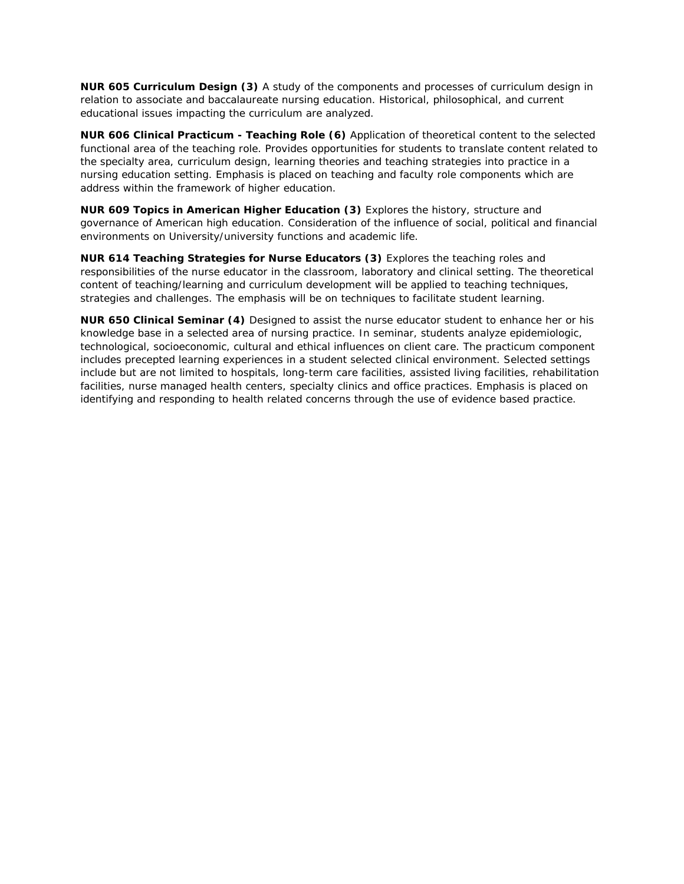**NUR 605 Curriculum Design (3)** A study of the components and processes of curriculum design in relation to associate and baccalaureate nursing education. Historical, philosophical, and current educational issues impacting the curriculum are analyzed.

**NUR 606 Clinical Practicum - Teaching Role (6)** Application of theoretical content to the selected functional area of the teaching role. Provides opportunities for students to translate content related to the specialty area, curriculum design, learning theories and teaching strategies into practice in a nursing education setting. Emphasis is placed on teaching and faculty role components which are address within the framework of higher education.

**NUR 609 Topics in American Higher Education (3)** Explores the history, structure and governance of American high education. Consideration of the influence of social, political and financial environments on University/university functions and academic life.

**NUR 614 Teaching Strategies for Nurse Educators (3)** Explores the teaching roles and responsibilities of the nurse educator in the classroom, laboratory and clinical setting. The theoretical content of teaching/learning and curriculum development will be applied to teaching techniques, strategies and challenges. The emphasis will be on techniques to facilitate student learning.

**NUR 650 Clinical Seminar (4)** Designed to assist the nurse educator student to enhance her or his knowledge base in a selected area of nursing practice. In seminar, students analyze epidemiologic, technological, socioeconomic, cultural and ethical influences on client care. The practicum component includes precepted learning experiences in a student selected clinical environment. Selected settings include but are not limited to hospitals, long-term care facilities, assisted living facilities, rehabilitation facilities, nurse managed health centers, specialty clinics and office practices. Emphasis is placed on identifying and responding to health related concerns through the use of evidence based practice.